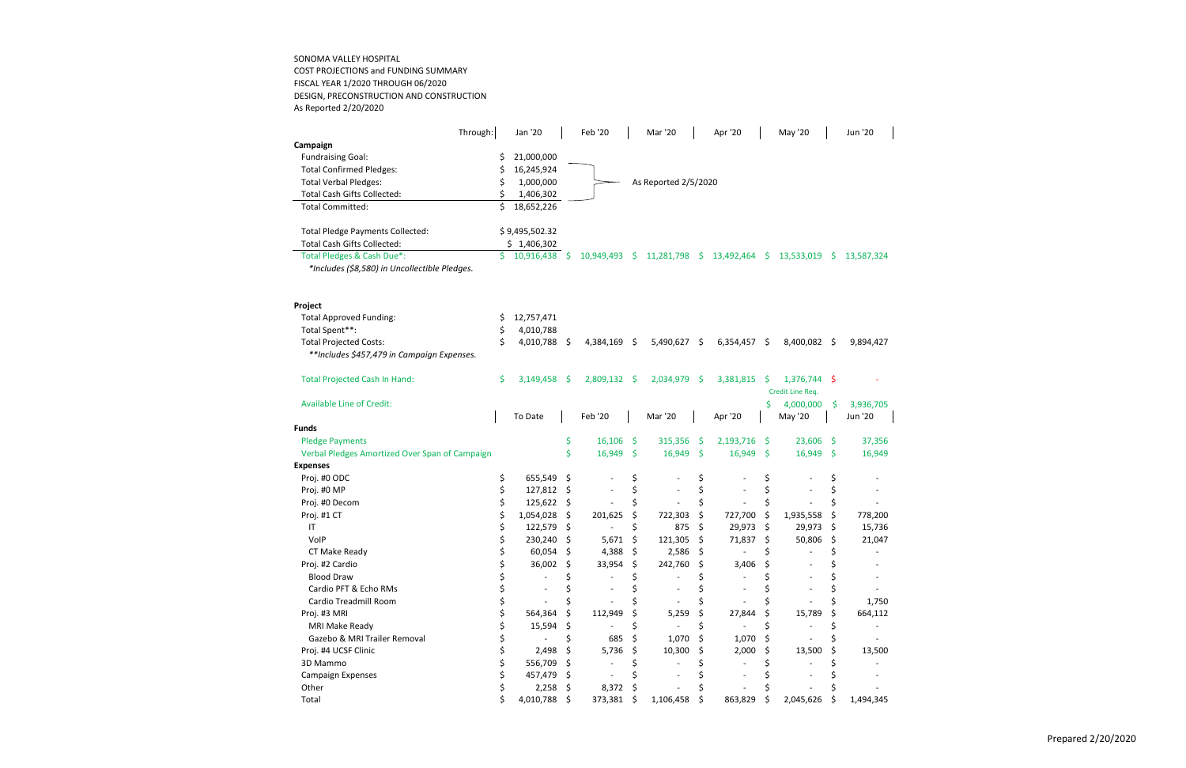SONOMA VALLEY HOSPITAL
COST PROJECTIONS and FUNDING SUMMARY
FISCAL YEAR 1/2020 THROUGH 06/2020
DESIGN, PRECONSTRUCTION AND CONSTRUCTION
As Reported 2/20/2020

| Through: | Jan '20 | Feb '20 | Mar '20 | Apr '20 | May '20 | Jun '20 |
|---|---|---|---|---|---|---|
| **Campaign** | | | | | | |
| Fundraising Goal: | $ 21,000,000 | | | | | |
| Total Confirmed Pledges: | $ 16,245,924 | | | | | |
| Total Verbal Pledges: | $ 1,000,000 | As Reported 2/5/2020 | | | | |
| Total Cash Gifts Collected: | $ 1,406,302 | | | | | |
| Total Committed: | $ 18,652,226 | | | | | |
| | | | | | | |
| Total Pledge Payments Collected: | $ 9,495,502.32 | | | | | |
| Total Cash Gifts Collected: | $ 1,406,302 | | | | | |
| Total Pledges & Cash Due*: | $ 10,916,438 | $ 10,949,493 | $ 11,281,798 | $ 13,492,464 | $ 13,533,019 | $ 13,587,324 |
| *\*Includes ($8,580) in Uncollectible Pledges.* | | | | | | |
| | | | | | | |
| **Project** | | | | | | |
| Total Approved Funding: | $ 12,757,471 | | | | | |
| Total Spent**: | $ 4,010,788 | | | | | |
| Total Projected Costs: | $ 4,010,788 | $ 4,384,169 | $ 5,490,627 | $ 6,354,457 | $ 8,400,082 | $ 9,894,427 |
| *\*\*Includes $457,479 in Campaign Expenses.* | | | | | | |
| | | | | | | |
| Total Projected Cash In Hand: | $ 3,149,458 | $ 2,809,132 | $ 2,034,979 | $ 3,381,815 | $ 1,376,744 Credit Line Req. | $ - |
| Available Line of Credit: | | | | | $ 4,000,000 | $ 3,936,705 |
| | **To Date** | **Feb '20** | **Mar '20** | **Apr '20** | **May '20** | **Jun '20** |
| **Funds** | | | | | | |
| Pledge Payments | | $ 16,106 | $ 315,356 | $ 2,193,716 | $ 23,606 | $ 37,356 |
| Verbal Pledges Amortized Over Span of Campaign | | $ 16,949 | $ 16,949 | $ 16,949 | $ 16,949 | $ 16,949 |
| **Expenses** | | | | | | |
| Proj. #0 ODC | $ 655,549 | $ - | $ - | $ - | $ - | $ - |
| Proj. #0 MP | $ 127,812 | $ - | $ - | $ - | $ - | $ - |
| Proj. #0 Decom | $ 125,622 | $ - | $ - | $ - | $ - | $ - |
| Proj. #1 CT | $ 1,054,028 | $ 201,625 | $ 722,303 | $ 727,700 | $ 1,935,558 | $ 778,200 |
| IT | $ 122,579 | $ - | $ 875 | $ 29,973 | $ 29,973 | $ 15,736 |
| VoIP | $ 230,240 | $ 5,671 | $ 121,305 | $ 71,837 | $ 50,806 | $ 21,047 |
| CT Make Ready | $ 60,054 | $ 4,388 | $ 2,586 | $ - | $ - | $ - |
| Proj. #2 Cardio | $ 36,002 | $ 33,954 | $ 242,760 | $ 3,406 | $ - | $ - |
| Blood Draw | $ - | $ - | $ - | $ - | $ - | $ - |
| Cardio PFT & Echo RMs | $ - | $ - | $ - | $ - | $ - | $ - |
| Cardio Treadmill Room | $ - | $ - | $ - | $ - | $ - | $ 1,750 |
| Proj. #3 MRI | $ 564,364 | $ 112,949 | $ 5,259 | $ 27,844 | $ 15,789 | $ 664,112 |
| MRI Make Ready | $ 15,594 | $ - | $ - | $ - | $ - | $ - |
| Gazebo & MRI Trailer Removal | $ - | $ 685 | $ 1,070 | $ 1,070 | $ - | $ - |
| Proj. #4 UCSF Clinic | $ 2,498 | $ 5,736 | $ 10,300 | $ 2,000 | $ 13,500 | $ 13,500 |
| 3D Mammo | $ 556,709 | $ - | $ - | $ - | $ - | $ - |
| Campaign Expenses | $ 457,479 | $ - | $ - | $ - | $ - | $ - |
| Other | $ 2,258 | $ 8,372 | $ - | $ - | $ - | $ - |
| Total | $ 4,010,788 | $ 373,381 | $ 1,106,458 | $ 863,829 | $ 2,045,626 | $ 1,494,345 |

Prepared 2/20/2020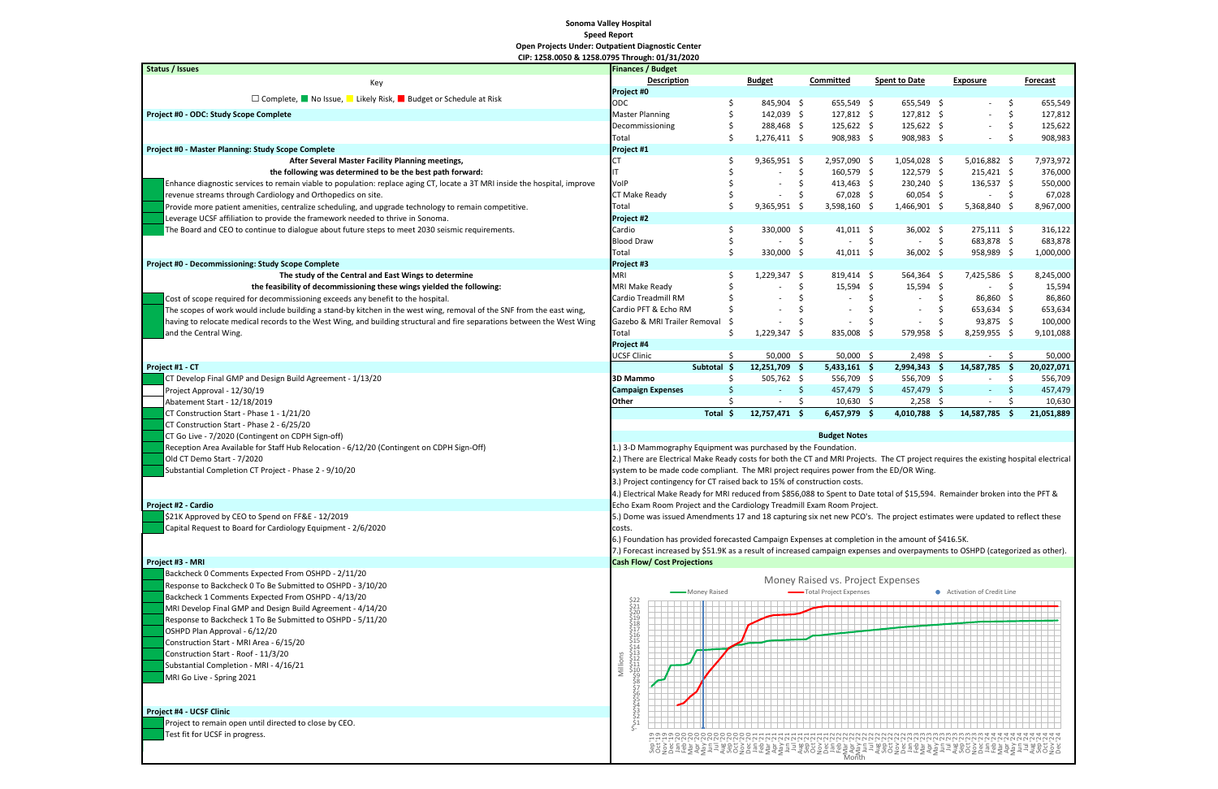# Sonoma Valley Hospital

## Speed Report

### Open Projects Under: Outpatient Diagnostic Center

### CIP: 1258.0050 & 1258.0795 Through: 01/31/2020

## Status / Issues

Key

☐ Complete, ■ No Issue, ■ Likely Risk, ■ Budget or Schedule at Risk

**Project #0 - ODC: Study Scope Complete**

**Project #0 - Master Planning: Study Scope Complete**

**After Several Master Facility Planning meetings, the following was determined to be the best path forward:**

- Enhance diagnostic services to remain viable to population: replace aging CT, locate a 3T MRI inside the hospital, improve revenue streams through Cardiology and Orthopedics on site.
- Provide more patient amenities, centralize scheduling, and upgrade technology to remain competitive.
- Leverage UCSF affiliation to provide the framework needed to thrive in Sonoma.
- The Board and CEO to continue to dialogue about future steps to meet 2030 seismic requirements.

**Project #0 - Decommissioning: Study Scope Complete**

**The study of the Central and East Wings to determine the feasibility of decommissioning these wings yielded the following:**

- Cost of scope required for decommissioning exceeds any benefit to the hospital.
- The scopes of work would include building a stand-by kitchen in the west wing, removal of the SNF from the east wing, having to relocate medical records to the West Wing, and building structural and fire separations between the West Wing and the Central Wing.

**Project #1 - CT**

- CT Develop Final GMP and Design Build Agreement - 1/13/20
- Project Approval - 12/30/19
- Abatement Start - 12/18/2019
- CT Construction Start - Phase 1 - 1/21/20
- CT Construction Start - Phase 2 - 6/25/20
- CT Go Live - 7/2020 (Contingent on CDPH Sign-off)
- Reception Area Available for Staff Hub Relocation - 6/12/20 (Contingent on CDPH Sign-Off)
- Old CT Demo Start - 7/2020
- Substantial Completion CT Project - Phase 2 - 9/10/20

**Project #2 - Cardio**

- $21K Approved by CEO to Spend on FF&E - 12/2019
- Capital Request to Board for Cardiology Equipment - 2/6/2020

**Project #3 - MRI**

- Backcheck 0 Comments Expected From OSHPD - 2/11/20
- Response to Backcheck 0 To Be Submitted to OSHPD - 3/10/20
- Backcheck 1 Comments Expected From OSHPD - 4/13/20
- MRI Develop Final GMP and Design Build Agreement - 4/14/20
- Response to Backcheck 1 To Be Submitted to OSHPD - 5/11/20
- OSHPD Plan Approval - 6/12/20
- Construction Start - MRI Area - 6/15/20
- Construction Start - Roof - 11/3/20
- Substantial Completion - MRI - 4/16/21
- MRI Go Live - Spring 2021

**Project #4 - UCSF Clinic**

- Project to remain open until directed to close by CEO.
- Test fit for UCSF in progress.

## Finances / Budget

| Description | Budget | Committed | Spent to Date | Exposure | Forecast |
|---|---|---|---|---|---|
| **Project #0** | | | | | |
| ODC | $ 845,904 | $ 655,549 | $ 655,549 | $ - | $ 655,549 |
| Master Planning | $ 142,039 | $ 127,812 | $ 127,812 | $ - | $ 127,812 |
| Decommissioning | $ 288,468 | $ 125,622 | $ 125,622 | $ - | $ 125,622 |
| Total | $ 1,276,411 | $ 908,983 | $ 908,983 | $ - | $ 908,983 |
| **Project #1** | | | | | |
| CT | $ 9,365,951 | $ 2,957,090 | $ 1,054,028 | $ 5,016,882 | $ 7,973,972 |
| IT | $ - | $ 160,579 | $ 122,579 | $ 215,421 | $ 376,000 |
| VoIP | $ - | $ 413,463 | $ 230,240 | $ 136,537 | $ 550,000 |
| CT Make Ready | $ - | $ 67,028 | $ 60,054 | $ - | $ 67,028 |
| Total | $ 9,365,951 | $ 3,598,160 | $ 1,466,901 | $ 5,368,840 | $ 8,967,000 |
| **Project #2** | | | | | |
| Cardio | $ 330,000 | $ 41,011 | $ 36,002 | $ 275,111 | $ 316,122 |
| Blood Draw | $ - | $ - | $ - | $ 683,878 | $ 683,878 |
| Total | $ 330,000 | $ 41,011 | $ 36,002 | $ 958,989 | $ 1,000,000 |
| **Project #3** | | | | | |
| MRI | $ 1,229,347 | $ 819,414 | $ 564,364 | $ 7,425,586 | $ 8,245,000 |
| MRI Make Ready | $ - | $ 15,594 | $ 15,594 | $ - | $ 15,594 |
| Cardio Treadmill RM | $ - | $ - | $ - | $ 86,860 | $ 86,860 |
| Cardio PFT & Echo RM | $ - | $ - | $ - | $ 653,634 | $ 653,634 |
| Gazebo & MRI Trailer Removal | $ - | $ - | $ - | $ 93,875 | $ 100,000 |
| Total | $ 1,229,347 | $ 835,008 | $ 579,958 | $ 8,259,955 | $ 9,101,088 |
| **Project #4** | | | | | |
| UCSF Clinic | $ 50,000 | $ 50,000 | $ 2,498 | $ - | $ 50,000 |
| **Subtotal** | **$ 12,251,709** | **$ 5,433,161** | **$ 2,994,343** | **$ 14,587,785** | **$ 20,027,071** |
| **3D Mammo** | $ 505,762 | $ 556,709 | $ 556,709 | $ - | $ 556,709 |
| **Campaign Expenses** | $ - | $ 457,479 | $ 457,479 | $ - | $ 457,479 |
| **Other** | $ - | $ 10,630 | $ 2,258 | $ - | $ 10,630 |
| **Total** | **$ 12,757,471** | **$ 6,457,979** | **$ 4,010,788** | **$ 14,587,785** | **$ 21,051,889** |

### Budget Notes

1.) 3-D Mammography Equipment was purchased by the Foundation.

2.) There are Electrical Make Ready costs for both the CT and MRI Projects. The CT project requires the existing hospital electrical system to be made code compliant. The MRI project requires power from the ED/OR Wing.

3.) Project contingency for CT raised back to 15% of construction costs.

4.) Electrical Make Ready for MRI reduced from $856,088 to Spent to Date total of $15,594. Remainder broken into the PFT & Echo Exam Room Project and the Cardiology Treadmill Exam Room Project.

5.) Dome was issued Amendments 17 and 18 capturing six net new PCO's. The project estimates were updated to reflect these costs.

6.) Foundation has provided forecasted Campaign Expenses at completion in the amount of $416.5K.

7.) Forecast increased by $51.9K as a result of increased campaign expenses and overpayments to OSHPD (categorized as other).

## Cash Flow/ Cost Projections

Money Raised vs. Project Expenses

Money Raised — Total Project Expenses — Activation of Credit Line

Millions

Month